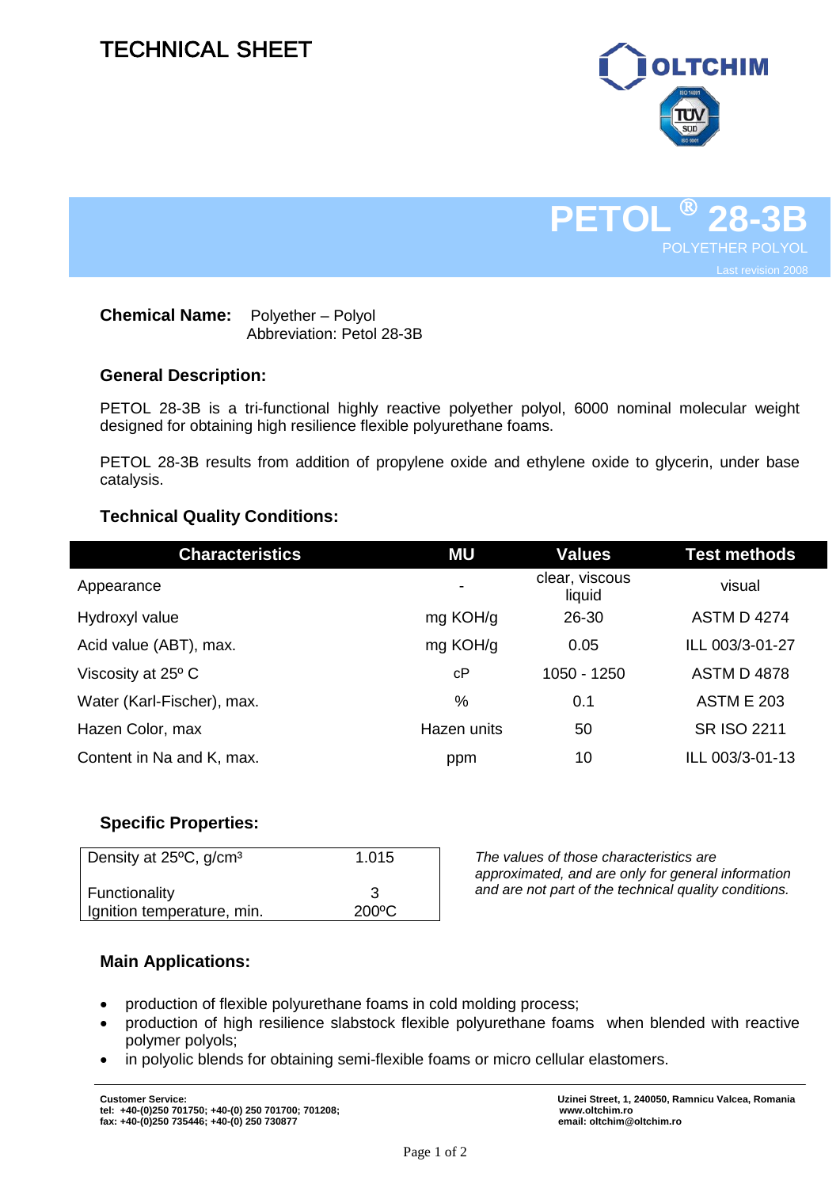# TECHNICAL SHEET

OLTCHIM

# PETOL ® 28-3B

POLYETHER POLYOL

Last revision 2008

**Chemical Name:** Polyether – Polyol
Abbreviation: Petol 28-3B

### General Description:

PETOL 28-3B is a tri-functional highly reactive polyether polyol, 6000 nominal molecular weight designed for obtaining high resilience flexible polyurethane foams.

PETOL 28-3B results from addition of propylene oxide and ethylene oxide to glycerin, under base catalysis.

### Technical Quality Conditions:

| Characteristics | MU | Values | Test methods |
|---|---|---|---|
| Appearance | - | clear, viscous liquid | visual |
| Hydroxyl value | mg KOH/g | 26-30 | ASTM D 4274 |
| Acid value (ABT), max. | mg KOH/g | 0.05 | ILL 003/3-01-27 |
| Viscosity at 25º C | cP | 1050 - 1250 | ASTM D 4878 |
| Water (Karl-Fischer), max. | % | 0.1 | ASTM E 203 |
| Hazen Color, max | Hazen units | 50 | SR ISO 2211 |
| Content in Na and K, max. | ppm | 10 | ILL 003/3-01-13 |

### Specific Properties:

| | |
|---|---|
| Density at 25ºC, g/cm³ | 1.015 |
| Functionality | 3 |
| Ignition temperature, min. | 200ºC |

*The values of those characteristics are approximated, and are only for general information and are not part of the technical quality conditions.*

### Main Applications:

- production of flexible polyurethane foams in cold molding process;
- production of high resilience slabstock flexible polyurethane foams when blended with reactive polymer polyols;
- in polyolic blends for obtaining semi-flexible foams or micro cellular elastomers.

**Customer Service:**
**tel: +40-(0)250 701750; +40-(0) 250 701700; 701208;**
**fax: +40-(0)250 735446; +40-(0) 250 730877**

**Uzinei Street, 1, 240050, Ramnicu Valcea, Romania**
**www.oltchim.ro**
**email: oltchim@oltchim.ro**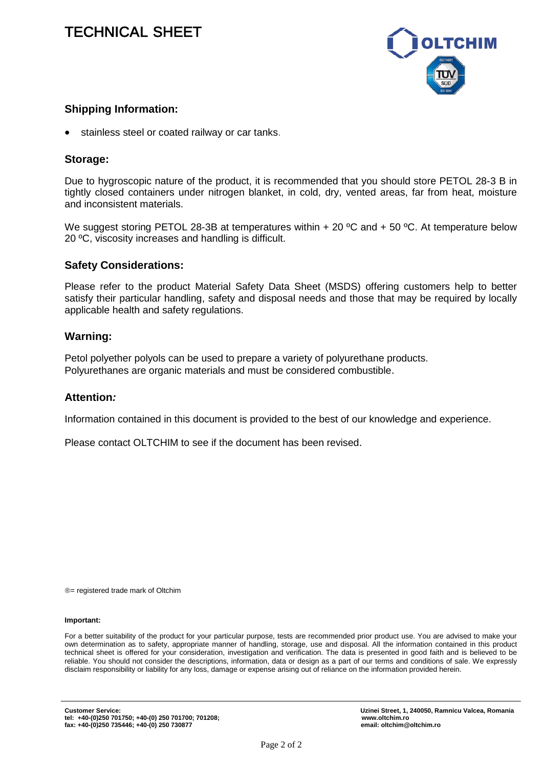# TECHNICAL SHEET

## Shipping Information:

- stainless steel or coated railway or car tanks.

## Storage:

Due to hygroscopic nature of the product, it is recommended that you should store PETOL 28-3 B in tightly closed containers under nitrogen blanket, in cold, dry, vented areas, far from heat, moisture and inconsistent materials.

We suggest storing PETOL 28-3B at temperatures within + 20 ºC and + 50 ºC. At temperature below 20 ºC, viscosity increases and handling is difficult.

## Safety Considerations:

Please refer to the product Material Safety Data Sheet (MSDS) offering customers help to better satisfy their particular handling, safety and disposal needs and those that may be required by locally applicable health and safety regulations.

## Warning:

Petol polyether polyols can be used to prepare a variety of polyurethane products.
Polyurethanes are organic materials and must be considered combustible.

## Attention*:*

Information contained in this document is provided to the best of our knowledge and experience.

Please contact OLTCHIM to see if the document has been revised.

®= registered trade mark of Oltchim

**Important:**

For a better suitability of the product for your particular purpose, tests are recommended prior product use. You are advised to make your own determination as to safety, appropriate manner of handling, storage, use and disposal. All the information contained in this product technical sheet is offered for your consideration, investigation and verification. The data is presented in good faith and is believed to be reliable. You should not consider the descriptions, information, data or design as a part of our terms and conditions of sale. We expressly disclaim responsibility or liability for any loss, damage or expense arising out of reliance on the information provided herein.

**Customer Service:**
**tel: +40-(0)250 701750; +40-(0) 250 701700; 701208;**
**fax: +40-(0)250 735446; +40-(0) 250 730877**

**Uzinei Street, 1, 240050, Ramnicu Valcea, Romania**
**www.oltchim.ro**
**email: oltchim@oltchim.ro**